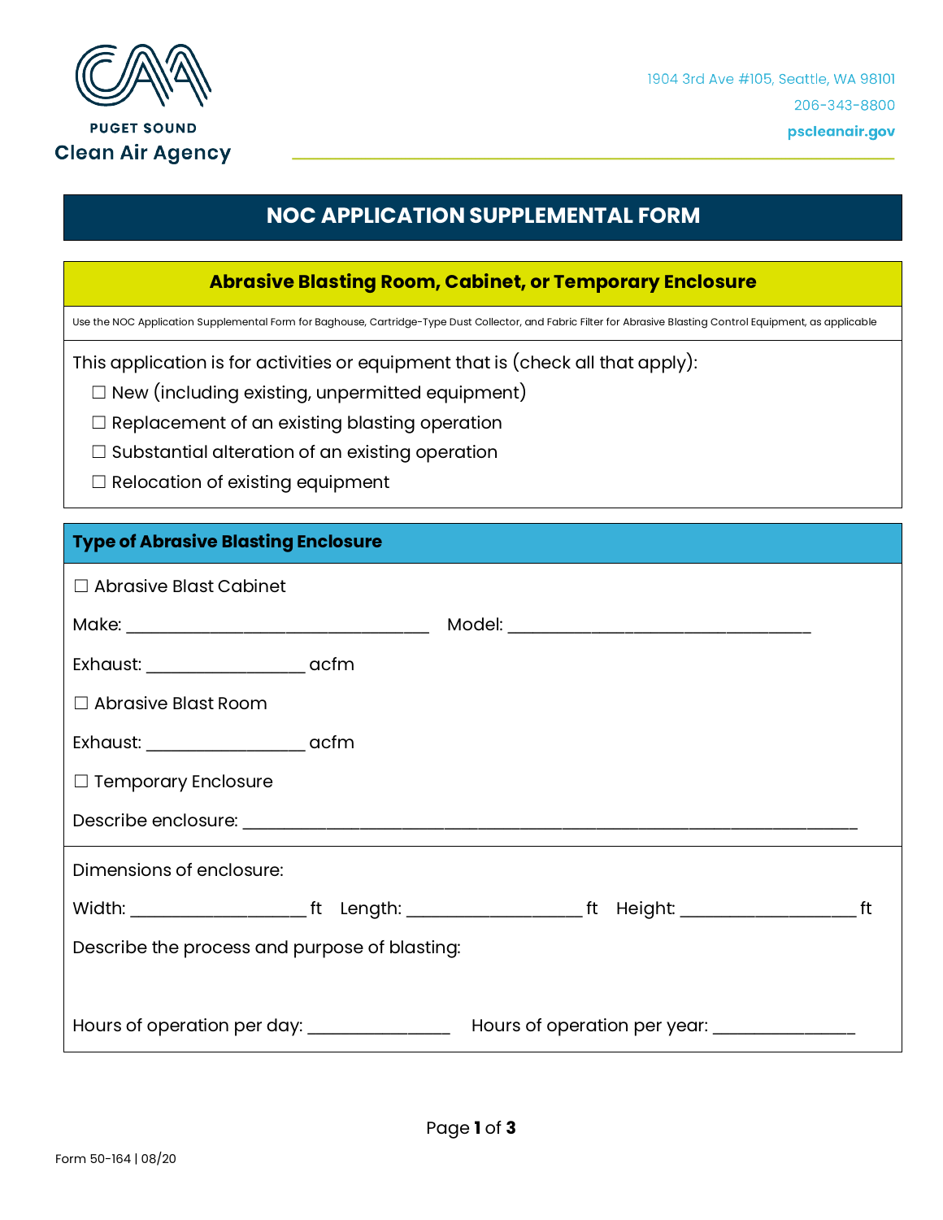PUGET SOUND
Clean Air Agency

1904 3rd Ave #105, Seattle, WA 98101
206-343-8800
pscleanair.gov

# NOC APPLICATION SUPPLEMENTAL FORM

## Abrasive Blasting Room, Cabinet, or Temporary Enclosure

Use the NOC Application Supplemental Form for Baghouse, Cartridge-Type Dust Collector, and Fabric Filter for Abrasive Blasting Control Equipment, as applicable

This application is for activities or equipment that is (check all that apply):

- ☐ New (including existing, unpermitted equipment)
- ☐ Replacement of an existing blasting operation
- ☐ Substantial alteration of an existing operation
- ☐ Relocation of existing equipment

## Type of Abrasive Blasting Enclosure

☐ Abrasive Blast Cabinet

Make: ______________________________ Model: ______________________________

Exhaust: _______________ acfm

☐ Abrasive Blast Room

Exhaust: _______________ acfm

☐ Temporary Enclosure

Describe enclosure: ____________________________________________________________

Dimensions of enclosure:

Width: ________________ ft Length: ________________ ft Height: ________________ ft

Describe the process and purpose of blasting:

Hours of operation per day: _____________ Hours of operation per year: _____________

Form 50-164 | 08/20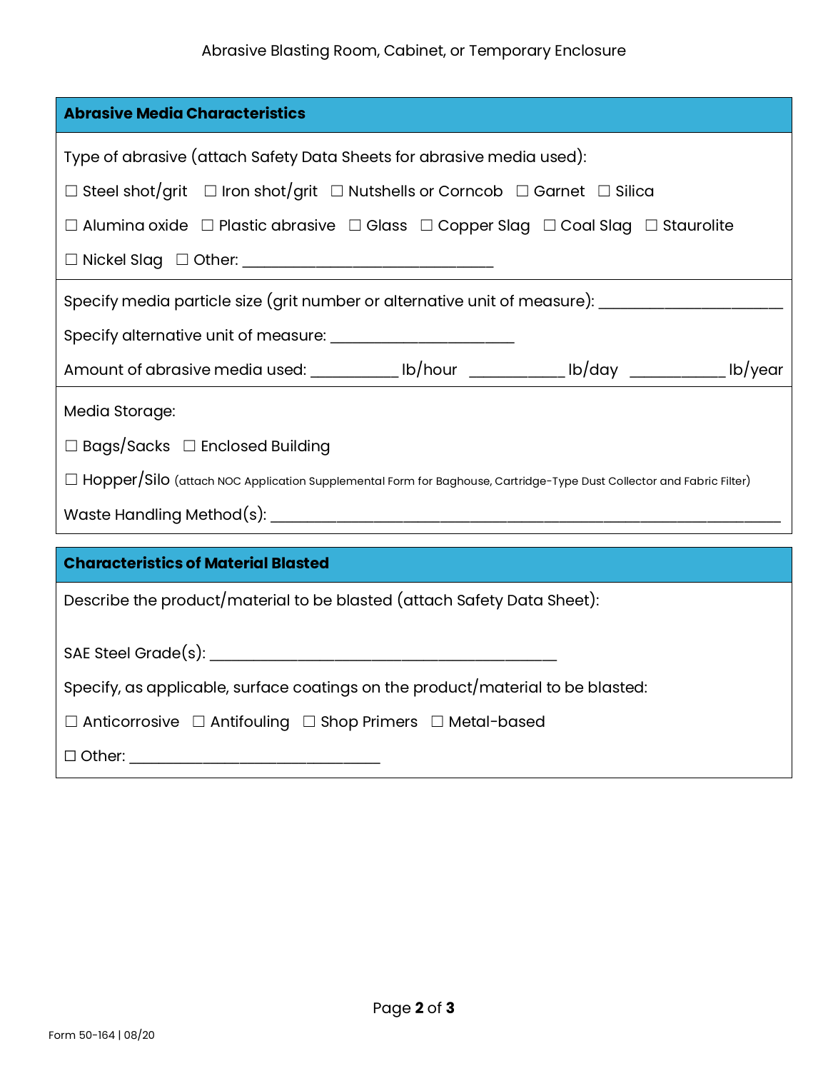## Abrasive Media Characteristics

Type of abrasive (attach Safety Data Sheets for abrasive media used):

☐ Steel shot/grit ☐ Iron shot/grit ☐ Nutshells or Corncob ☐ Garnet ☐ Silica

☐ Alumina oxide ☐ Plastic abrasive ☐ Glass ☐ Copper Slag ☐ Coal Slag ☐ Staurolite

☐ Nickel Slag ☐ Other: ______________________________

Specify media particle size (grit number or alternative unit of measure): ____________________

Specify alternative unit of measure: ______________________

Amount of abrasive media used: __________ lb/hour __________ lb/day __________ lb/year

Media Storage:

☐ Bags/Sacks ☐ Enclosed Building

☐ Hopper/Silo (attach NOC Application Supplemental Form for Baghouse, Cartridge-Type Dust Collector and Fabric Filter)

Waste Handling Method(s): ____________________________________________________________

## Characteristics of Material Blasted

Describe the product/material to be blasted (attach Safety Data Sheet):

SAE Steel Grade(s): __________________________________________

Specify, as applicable, surface coatings on the product/material to be blasted:

☐ Anticorrosive ☐ Antifouling ☐ Shop Primers ☐ Metal-based

☐ Other: ______________________________

Form 50-164 | 08/20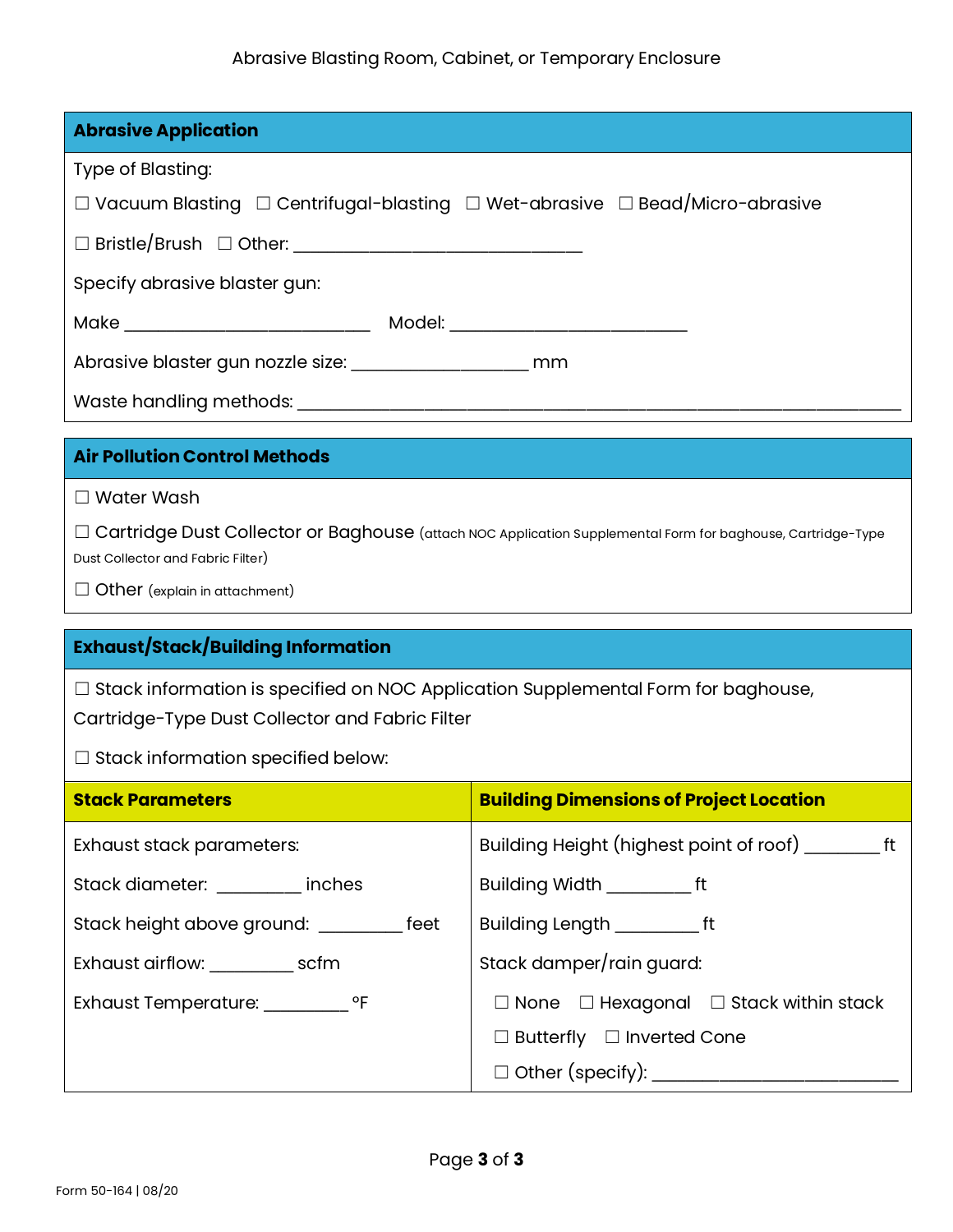Abrasive Blasting Room, Cabinet, or Temporary Enclosure

## Abrasive Application

Type of Blasting:

☐ Vacuum Blasting ☐ Centrifugal-blasting ☐ Wet-abrasive ☐ Bead/Micro-abrasive

☐ Bristle/Brush ☐ Other: ______________________________

Specify abrasive blaster gun:

Make ________________________ Model: _______________________

Abrasive blaster gun nozzle size: _________________ mm

Waste handling methods: ____________________________________________________________

## Air Pollution Control Methods

☐ Water Wash

☐ Cartridge Dust Collector or Baghouse (attach NOC Application Supplemental Form for baghouse, Cartridge-Type Dust Collector and Fabric Filter)

☐ Other (explain in attachment)

## Exhaust/Stack/Building Information

☐ Stack information is specified on NOC Application Supplemental Form for baghouse, Cartridge-Type Dust Collector and Fabric Filter

☐ Stack information specified below:

| **Stack Parameters** | **Building Dimensions of Project Location** |
|---|---|
| Exhaust stack parameters: | Building Height (highest point of roof) _______ ft |
| Stack diameter: ________ inches | Building Width ________ ft |
| Stack height above ground: ________ feet | Building Length ________ ft |
| Exhaust airflow: ________ scfm | Stack damper/rain guard: |
| Exhaust Temperature: ________ °F | ☐ None ☐ Hexagonal ☐ Stack within stack |
| | ☐ Butterfly ☐ Inverted Cone |
| | ☐ Other (specify): ______________________ |

Form 50-164 | 08/20